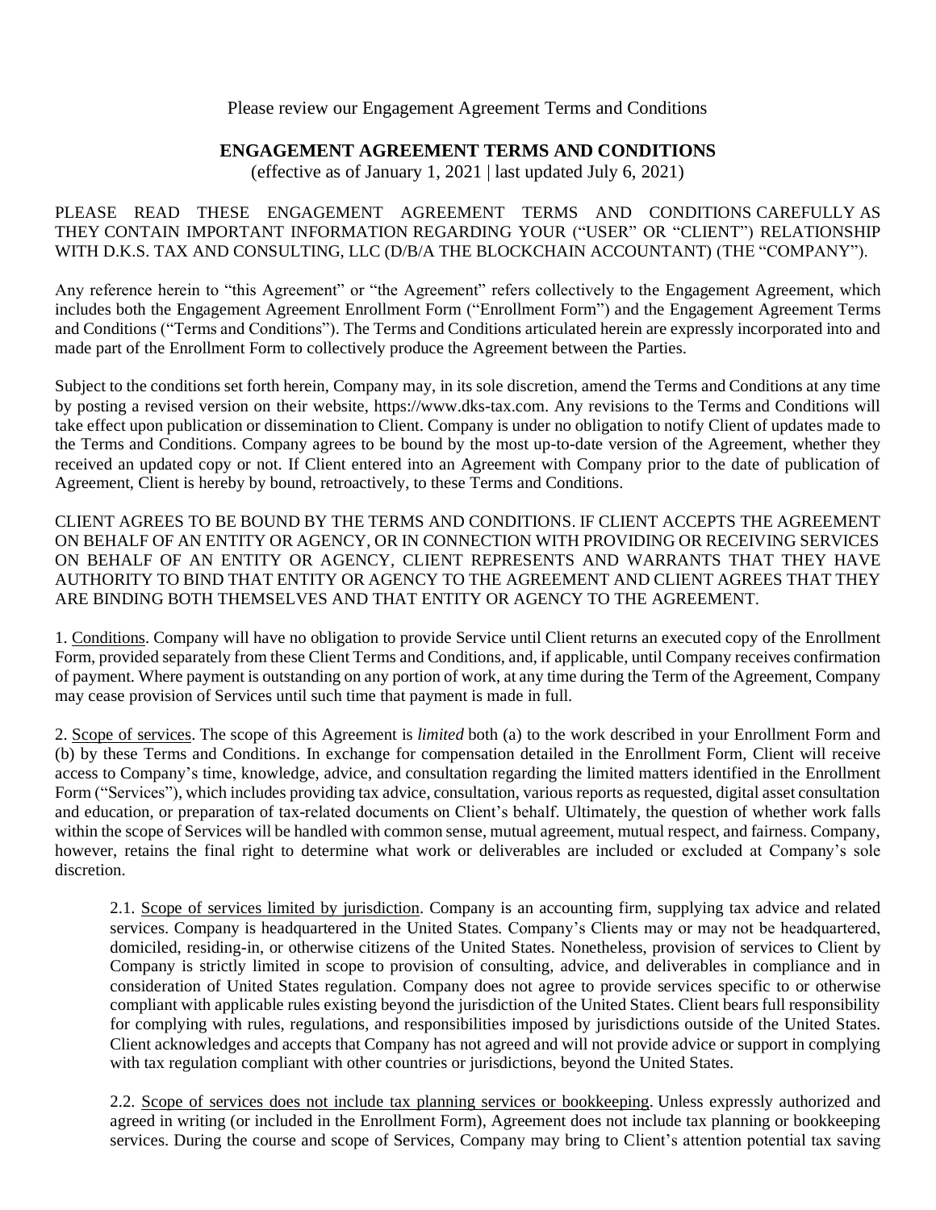Please review our Engagement Agreement Terms and Conditions

## ENGAGEMENT AGREEMENT TERMS AND CONDITIONS

(effective as of January 1, 2021 | last updated July 6, 2021)

PLEASE READ THESE ENGAGEMENT AGREEMENT TERMS AND CONDITIONS CAREFULLY AS THEY CONTAIN IMPORTANT INFORMATION REGARDING YOUR ("USER" OR "CLIENT") RELATIONSHIP WITH D.K.S. TAX AND CONSULTING, LLC (D/B/A THE BLOCKCHAIN ACCOUNTANT) (THE "COMPANY").

Any reference herein to "this Agreement" or "the Agreement" refers collectively to the Engagement Agreement, which includes both the Engagement Agreement Enrollment Form ("Enrollment Form") and the Engagement Agreement Terms and Conditions ("Terms and Conditions"). The Terms and Conditions articulated herein are expressly incorporated into and made part of the Enrollment Form to collectively produce the Agreement between the Parties.

Subject to the conditions set forth herein, Company may, in its sole discretion, amend the Terms and Conditions at any time by posting a revised version on their website, https://www.dks-tax.com. Any revisions to the Terms and Conditions will take effect upon publication or dissemination to Client. Company is under no obligation to notify Client of updates made to the Terms and Conditions. Company agrees to be bound by the most up-to-date version of the Agreement, whether they received an updated copy or not. If Client entered into an Agreement with Company prior to the date of publication of Agreement, Client is hereby by bound, retroactively, to these Terms and Conditions.

CLIENT AGREES TO BE BOUND BY THE TERMS AND CONDITIONS. IF CLIENT ACCEPTS THE AGREEMENT ON BEHALF OF AN ENTITY OR AGENCY, OR IN CONNECTION WITH PROVIDING OR RECEIVING SERVICES ON BEHALF OF AN ENTITY OR AGENCY, CLIENT REPRESENTS AND WARRANTS THAT THEY HAVE AUTHORITY TO BIND THAT ENTITY OR AGENCY TO THE AGREEMENT AND CLIENT AGREES THAT THEY ARE BINDING BOTH THEMSELVES AND THAT ENTITY OR AGENCY TO THE AGREEMENT.

1. Conditions. Company will have no obligation to provide Service until Client returns an executed copy of the Enrollment Form, provided separately from these Client Terms and Conditions, and, if applicable, until Company receives confirmation of payment. Where payment is outstanding on any portion of work, at any time during the Term of the Agreement, Company may cease provision of Services until such time that payment is made in full.

2. Scope of services. The scope of this Agreement is *limited* both (a) to the work described in your Enrollment Form and (b) by these Terms and Conditions. In exchange for compensation detailed in the Enrollment Form, Client will receive access to Company's time, knowledge, advice, and consultation regarding the limited matters identified in the Enrollment Form ("Services"), which includes providing tax advice, consultation, various reports as requested, digital asset consultation and education, or preparation of tax-related documents on Client's behalf. Ultimately, the question of whether work falls within the scope of Services will be handled with common sense, mutual agreement, mutual respect, and fairness. Company, however, retains the final right to determine what work or deliverables are included or excluded at Company's sole discretion.

> 2.1. Scope of services limited by jurisdiction. Company is an accounting firm, supplying tax advice and related services. Company is headquartered in the United States. Company's Clients may or may not be headquartered, domiciled, residing-in, or otherwise citizens of the United States. Nonetheless, provision of services to Client by Company is strictly limited in scope to provision of consulting, advice, and deliverables in compliance and in consideration of United States regulation. Company does not agree to provide services specific to or otherwise compliant with applicable rules existing beyond the jurisdiction of the United States. Client bears full responsibility for complying with rules, regulations, and responsibilities imposed by jurisdictions outside of the United States. Client acknowledges and accepts that Company has not agreed and will not provide advice or support in complying with tax regulation compliant with other countries or jurisdictions, beyond the United States.
>
> 2.2. Scope of services does not include tax planning services or bookkeeping. Unless expressly authorized and agreed in writing (or included in the Enrollment Form), Agreement does not include tax planning or bookkeeping services. During the course and scope of Services, Company may bring to Client's attention potential tax saving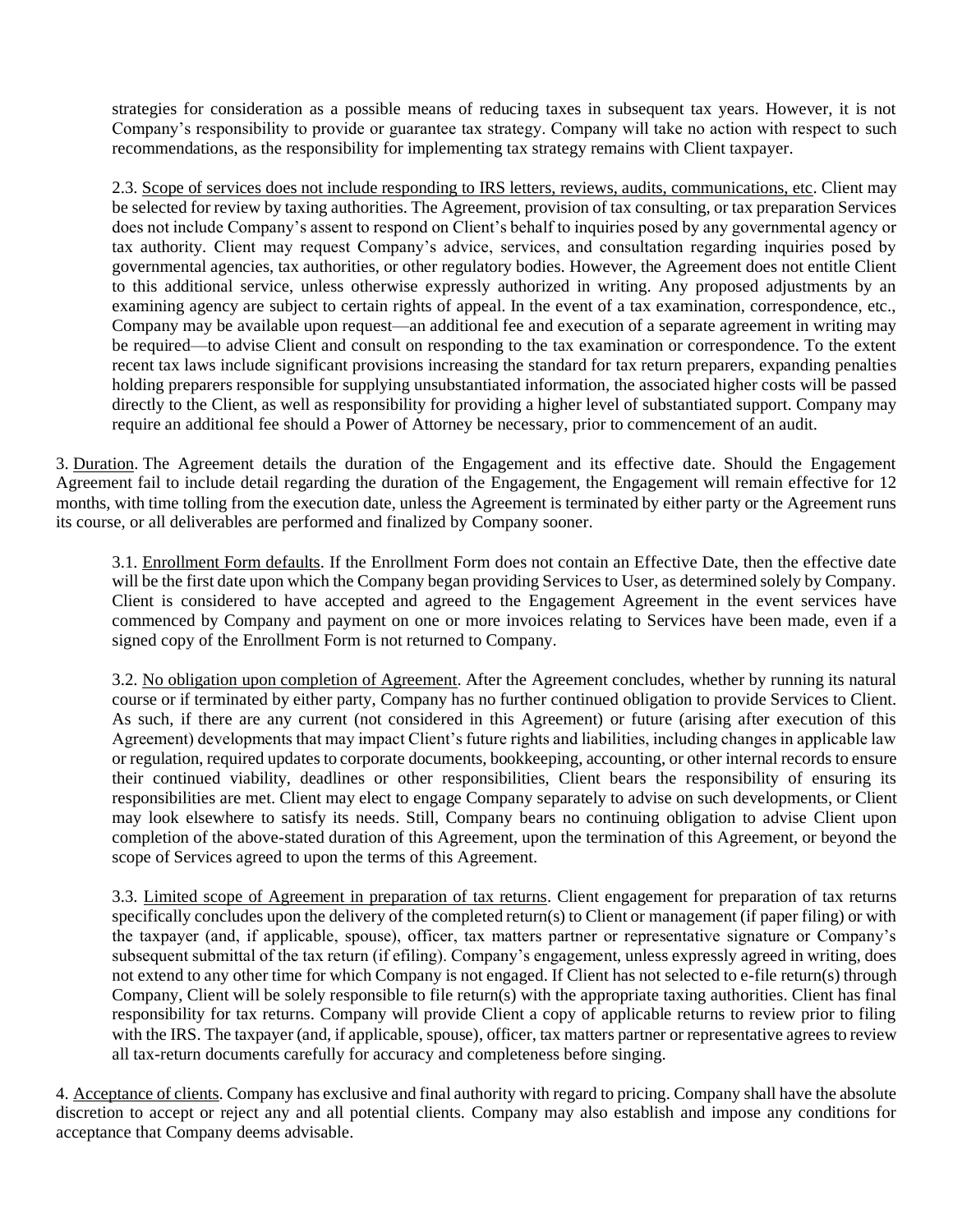strategies for consideration as a possible means of reducing taxes in subsequent tax years. However, it is not Company's responsibility to provide or guarantee tax strategy. Company will take no action with respect to such recommendations, as the responsibility for implementing tax strategy remains with Client taxpayer.

2.3. Scope of services does not include responding to IRS letters, reviews, audits, communications, etc. Client may be selected for review by taxing authorities. The Agreement, provision of tax consulting, or tax preparation Services does not include Company's assent to respond on Client's behalf to inquiries posed by any governmental agency or tax authority. Client may request Company's advice, services, and consultation regarding inquiries posed by governmental agencies, tax authorities, or other regulatory bodies. However, the Agreement does not entitle Client to this additional service, unless otherwise expressly authorized in writing. Any proposed adjustments by an examining agency are subject to certain rights of appeal. In the event of a tax examination, correspondence, etc., Company may be available upon request—an additional fee and execution of a separate agreement in writing may be required—to advise Client and consult on responding to the tax examination or correspondence. To the extent recent tax laws include significant provisions increasing the standard for tax return preparers, expanding penalties holding preparers responsible for supplying unsubstantiated information, the associated higher costs will be passed directly to the Client, as well as responsibility for providing a higher level of substantiated support. Company may require an additional fee should a Power of Attorney be necessary, prior to commencement of an audit.

3. Duration. The Agreement details the duration of the Engagement and its effective date. Should the Engagement Agreement fail to include detail regarding the duration of the Engagement, the Engagement will remain effective for 12 months, with time tolling from the execution date, unless the Agreement is terminated by either party or the Agreement runs its course, or all deliverables are performed and finalized by Company sooner.

3.1. Enrollment Form defaults. If the Enrollment Form does not contain an Effective Date, then the effective date will be the first date upon which the Company began providing Services to User, as determined solely by Company. Client is considered to have accepted and agreed to the Engagement Agreement in the event services have commenced by Company and payment on one or more invoices relating to Services have been made, even if a signed copy of the Enrollment Form is not returned to Company.

3.2. No obligation upon completion of Agreement. After the Agreement concludes, whether by running its natural course or if terminated by either party, Company has no further continued obligation to provide Services to Client. As such, if there are any current (not considered in this Agreement) or future (arising after execution of this Agreement) developments that may impact Client's future rights and liabilities, including changes in applicable law or regulation, required updates to corporate documents, bookkeeping, accounting, or other internal records to ensure their continued viability, deadlines or other responsibilities, Client bears the responsibility of ensuring its responsibilities are met. Client may elect to engage Company separately to advise on such developments, or Client may look elsewhere to satisfy its needs. Still, Company bears no continuing obligation to advise Client upon completion of the above-stated duration of this Agreement, upon the termination of this Agreement, or beyond the scope of Services agreed to upon the terms of this Agreement.

3.3. Limited scope of Agreement in preparation of tax returns. Client engagement for preparation of tax returns specifically concludes upon the delivery of the completed return(s) to Client or management (if paper filing) or with the taxpayer (and, if applicable, spouse), officer, tax matters partner or representative signature or Company's subsequent submittal of the tax return (if efiling). Company's engagement, unless expressly agreed in writing, does not extend to any other time for which Company is not engaged. If Client has not selected to e-file return(s) through Company, Client will be solely responsible to file return(s) with the appropriate taxing authorities. Client has final responsibility for tax returns. Company will provide Client a copy of applicable returns to review prior to filing with the IRS. The taxpayer (and, if applicable, spouse), officer, tax matters partner or representative agrees to review all tax-return documents carefully for accuracy and completeness before singing.

4. Acceptance of clients. Company has exclusive and final authority with regard to pricing. Company shall have the absolute discretion to accept or reject any and all potential clients. Company may also establish and impose any conditions for acceptance that Company deems advisable.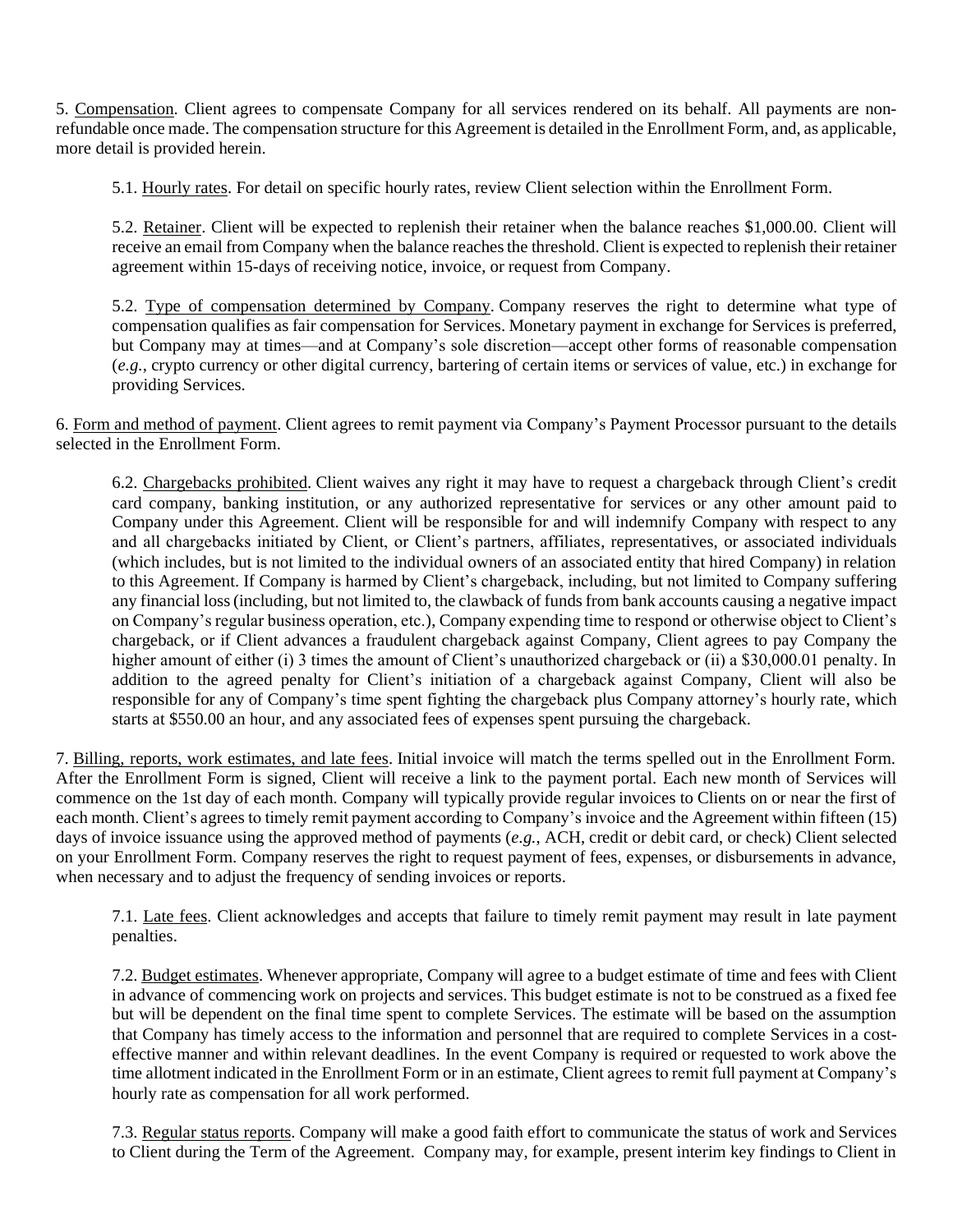5. Compensation. Client agrees to compensate Company for all services rendered on its behalf. All payments are non-refundable once made. The compensation structure for this Agreement is detailed in the Enrollment Form, and, as applicable, more detail is provided herein.

5.1. Hourly rates. For detail on specific hourly rates, review Client selection within the Enrollment Form.

5.2. Retainer. Client will be expected to replenish their retainer when the balance reaches $1,000.00. Client will receive an email from Company when the balance reaches the threshold. Client is expected to replenish their retainer agreement within 15-days of receiving notice, invoice, or request from Company.

5.2. Type of compensation determined by Company. Company reserves the right to determine what type of compensation qualifies as fair compensation for Services. Monetary payment in exchange for Services is preferred, but Company may at times—and at Company's sole discretion—accept other forms of reasonable compensation (*e.g.*, crypto currency or other digital currency, bartering of certain items or services of value, etc.) in exchange for providing Services.

6. Form and method of payment. Client agrees to remit payment via Company's Payment Processor pursuant to the details selected in the Enrollment Form.

6.2. Chargebacks prohibited. Client waives any right it may have to request a chargeback through Client's credit card company, banking institution, or any authorized representative for services or any other amount paid to Company under this Agreement. Client will be responsible for and will indemnify Company with respect to any and all chargebacks initiated by Client, or Client's partners, affiliates, representatives, or associated individuals (which includes, but is not limited to the individual owners of an associated entity that hired Company) in relation to this Agreement. If Company is harmed by Client's chargeback, including, but not limited to Company suffering any financial loss (including, but not limited to, the clawback of funds from bank accounts causing a negative impact on Company's regular business operation, etc.), Company expending time to respond or otherwise object to Client's chargeback, or if Client advances a fraudulent chargeback against Company, Client agrees to pay Company the higher amount of either (i) 3 times the amount of Client's unauthorized chargeback or (ii) a $30,000.01 penalty. In addition to the agreed penalty for Client's initiation of a chargeback against Company, Client will also be responsible for any of Company's time spent fighting the chargeback plus Company attorney's hourly rate, which starts at $550.00 an hour, and any associated fees of expenses spent pursuing the chargeback.

7. Billing, reports, work estimates, and late fees. Initial invoice will match the terms spelled out in the Enrollment Form. After the Enrollment Form is signed, Client will receive a link to the payment portal. Each new month of Services will commence on the 1st day of each month. Company will typically provide regular invoices to Clients on or near the first of each month. Client's agrees to timely remit payment according to Company's invoice and the Agreement within fifteen (15) days of invoice issuance using the approved method of payments (*e.g.*, ACH, credit or debit card, or check) Client selected on your Enrollment Form. Company reserves the right to request payment of fees, expenses, or disbursements in advance, when necessary and to adjust the frequency of sending invoices or reports.

7.1. Late fees. Client acknowledges and accepts that failure to timely remit payment may result in late payment penalties.

7.2. Budget estimates. Whenever appropriate, Company will agree to a budget estimate of time and fees with Client in advance of commencing work on projects and services. This budget estimate is not to be construed as a fixed fee but will be dependent on the final time spent to complete Services. The estimate will be based on the assumption that Company has timely access to the information and personnel that are required to complete Services in a cost-effective manner and within relevant deadlines. In the event Company is required or requested to work above the time allotment indicated in the Enrollment Form or in an estimate, Client agrees to remit full payment at Company's hourly rate as compensation for all work performed.

7.3. Regular status reports. Company will make a good faith effort to communicate the status of work and Services to Client during the Term of the Agreement. Company may, for example, present interim key findings to Client in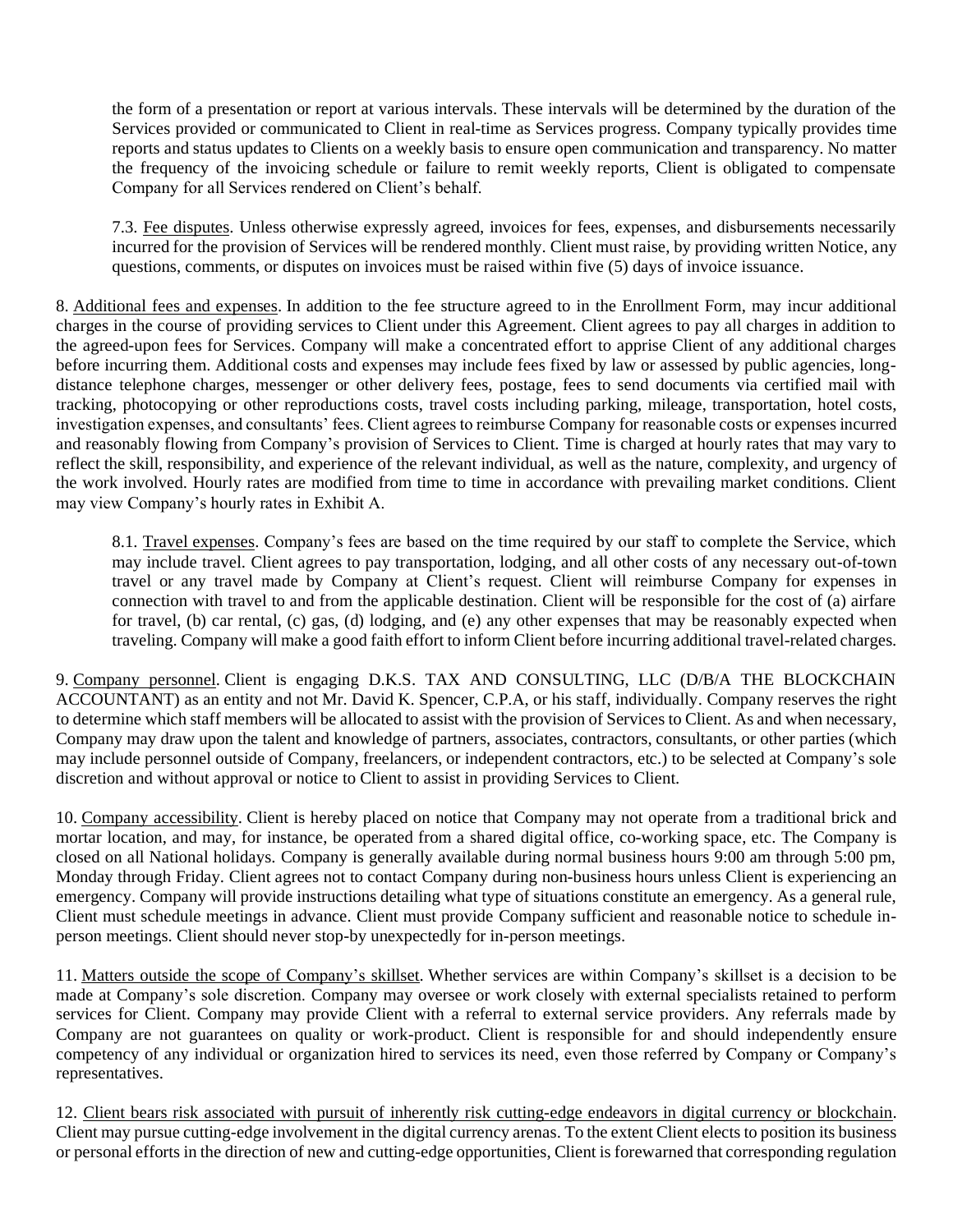the form of a presentation or report at various intervals. These intervals will be determined by the duration of the Services provided or communicated to Client in real-time as Services progress. Company typically provides time reports and status updates to Clients on a weekly basis to ensure open communication and transparency. No matter the frequency of the invoicing schedule or failure to remit weekly reports, Client is obligated to compensate Company for all Services rendered on Client's behalf.

7.3. Fee disputes. Unless otherwise expressly agreed, invoices for fees, expenses, and disbursements necessarily incurred for the provision of Services will be rendered monthly. Client must raise, by providing written Notice, any questions, comments, or disputes on invoices must be raised within five (5) days of invoice issuance.

8. Additional fees and expenses. In addition to the fee structure agreed to in the Enrollment Form, may incur additional charges in the course of providing services to Client under this Agreement. Client agrees to pay all charges in addition to the agreed-upon fees for Services. Company will make a concentrated effort to apprise Client of any additional charges before incurring them. Additional costs and expenses may include fees fixed by law or assessed by public agencies, long-distance telephone charges, messenger or other delivery fees, postage, fees to send documents via certified mail with tracking, photocopying or other reproductions costs, travel costs including parking, mileage, transportation, hotel costs, investigation expenses, and consultants' fees. Client agrees to reimburse Company for reasonable costs or expenses incurred and reasonably flowing from Company's provision of Services to Client. Time is charged at hourly rates that may vary to reflect the skill, responsibility, and experience of the relevant individual, as well as the nature, complexity, and urgency of the work involved. Hourly rates are modified from time to time in accordance with prevailing market conditions. Client may view Company's hourly rates in Exhibit A.

8.1. Travel expenses. Company's fees are based on the time required by our staff to complete the Service, which may include travel. Client agrees to pay transportation, lodging, and all other costs of any necessary out-of-town travel or any travel made by Company at Client's request. Client will reimburse Company for expenses in connection with travel to and from the applicable destination. Client will be responsible for the cost of (a) airfare for travel, (b) car rental, (c) gas, (d) lodging, and (e) any other expenses that may be reasonably expected when traveling. Company will make a good faith effort to inform Client before incurring additional travel-related charges.

9. Company personnel. Client is engaging D.K.S. TAX AND CONSULTING, LLC (D/B/A THE BLOCKCHAIN ACCOUNTANT) as an entity and not Mr. David K. Spencer, C.P.A, or his staff, individually. Company reserves the right to determine which staff members will be allocated to assist with the provision of Services to Client. As and when necessary, Company may draw upon the talent and knowledge of partners, associates, contractors, consultants, or other parties (which may include personnel outside of Company, freelancers, or independent contractors, etc.) to be selected at Company's sole discretion and without approval or notice to Client to assist in providing Services to Client.

10. Company accessibility. Client is hereby placed on notice that Company may not operate from a traditional brick and mortar location, and may, for instance, be operated from a shared digital office, co-working space, etc. The Company is closed on all National holidays. Company is generally available during normal business hours 9:00 am through 5:00 pm, Monday through Friday. Client agrees not to contact Company during non-business hours unless Client is experiencing an emergency. Company will provide instructions detailing what type of situations constitute an emergency. As a general rule, Client must schedule meetings in advance. Client must provide Company sufficient and reasonable notice to schedule in-person meetings. Client should never stop-by unexpectedly for in-person meetings.

11. Matters outside the scope of Company's skillset. Whether services are within Company's skillset is a decision to be made at Company's sole discretion. Company may oversee or work closely with external specialists retained to perform services for Client. Company may provide Client with a referral to external service providers. Any referrals made by Company are not guarantees on quality or work-product. Client is responsible for and should independently ensure competency of any individual or organization hired to services its need, even those referred by Company or Company's representatives.

12. Client bears risk associated with pursuit of inherently risk cutting-edge endeavors in digital currency or blockchain. Client may pursue cutting-edge involvement in the digital currency arenas. To the extent Client elects to position its business or personal efforts in the direction of new and cutting-edge opportunities, Client is forewarned that corresponding regulation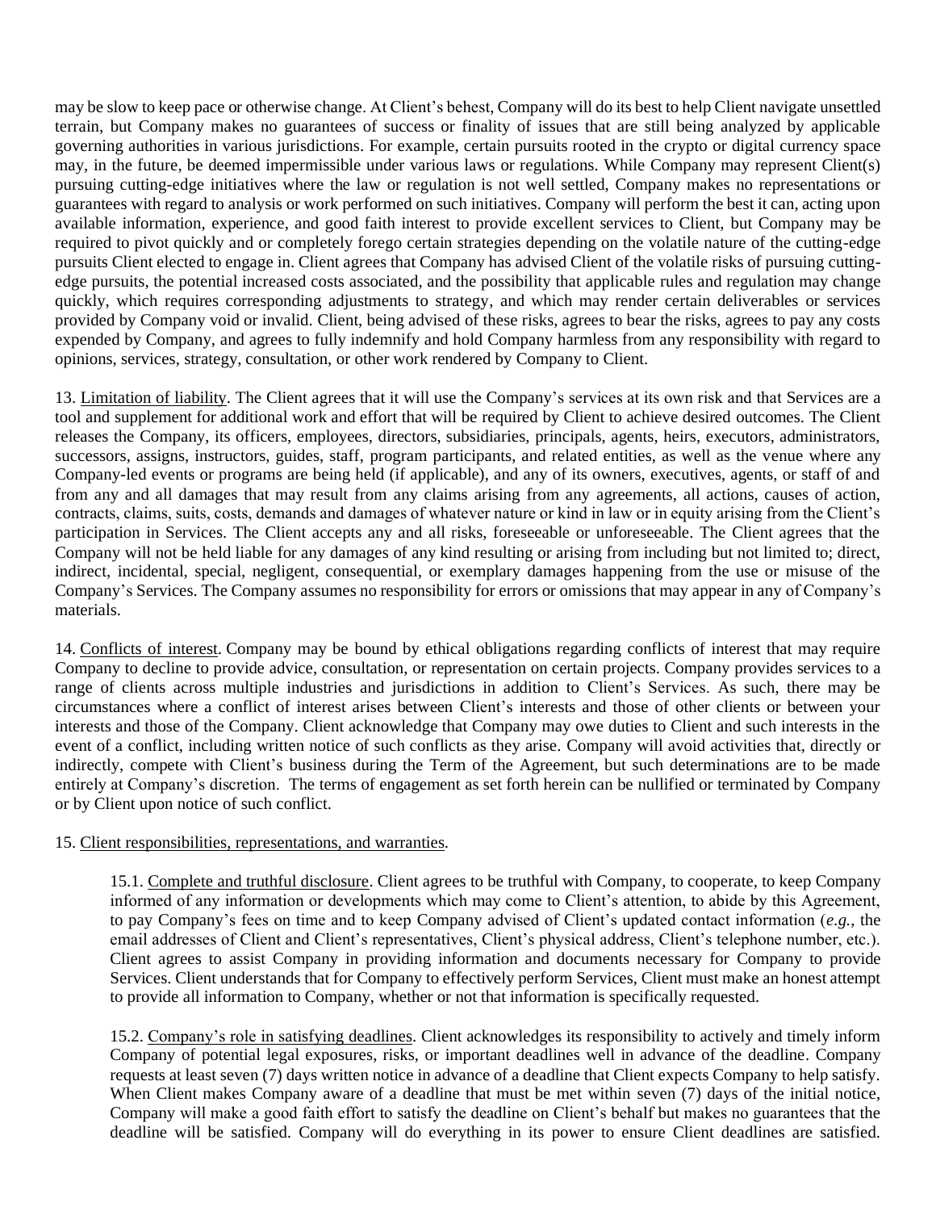may be slow to keep pace or otherwise change. At Client's behest, Company will do its best to help Client navigate unsettled terrain, but Company makes no guarantees of success or finality of issues that are still being analyzed by applicable governing authorities in various jurisdictions. For example, certain pursuits rooted in the crypto or digital currency space may, in the future, be deemed impermissible under various laws or regulations. While Company may represent Client(s) pursuing cutting-edge initiatives where the law or regulation is not well settled, Company makes no representations or guarantees with regard to analysis or work performed on such initiatives. Company will perform the best it can, acting upon available information, experience, and good faith interest to provide excellent services to Client, but Company may be required to pivot quickly and or completely forego certain strategies depending on the volatile nature of the cutting-edge pursuits Client elected to engage in. Client agrees that Company has advised Client of the volatile risks of pursuing cutting-edge pursuits, the potential increased costs associated, and the possibility that applicable rules and regulation may change quickly, which requires corresponding adjustments to strategy, and which may render certain deliverables or services provided by Company void or invalid. Client, being advised of these risks, agrees to bear the risks, agrees to pay any costs expended by Company, and agrees to fully indemnify and hold Company harmless from any responsibility with regard to opinions, services, strategy, consultation, or other work rendered by Company to Client.

13. <u>Limitation of liability</u>. The Client agrees that it will use the Company's services at its own risk and that Services are a tool and supplement for additional work and effort that will be required by Client to achieve desired outcomes. The Client releases the Company, its officers, employees, directors, subsidiaries, principals, agents, heirs, executors, administrators, successors, assigns, instructors, guides, staff, program participants, and related entities, as well as the venue where any Company-led events or programs are being held (if applicable), and any of its owners, executives, agents, or staff of and from any and all damages that may result from any claims arising from any agreements, all actions, causes of action, contracts, claims, suits, costs, demands and damages of whatever nature or kind in law or in equity arising from the Client's participation in Services. The Client accepts any and all risks, foreseeable or unforeseeable. The Client agrees that the Company will not be held liable for any damages of any kind resulting or arising from including but not limited to; direct, indirect, incidental, special, negligent, consequential, or exemplary damages happening from the use or misuse of the Company's Services. The Company assumes no responsibility for errors or omissions that may appear in any of Company's materials.

14. <u>Conflicts of interest</u>. Company may be bound by ethical obligations regarding conflicts of interest that may require Company to decline to provide advice, consultation, or representation on certain projects. Company provides services to a range of clients across multiple industries and jurisdictions in addition to Client's Services. As such, there may be circumstances where a conflict of interest arises between Client's interests and those of other clients or between your interests and those of the Company. Client acknowledge that Company may owe duties to Client and such interests in the event of a conflict, including written notice of such conflicts as they arise. Company will avoid activities that, directly or indirectly, compete with Client's business during the Term of the Agreement, but such determinations are to be made entirely at Company's discretion. The terms of engagement as set forth herein can be nullified or terminated by Company or by Client upon notice of such conflict.

15. <u>Client responsibilities, representations, and warranties</u>.

15.1. <u>Complete and truthful disclosure</u>. Client agrees to be truthful with Company, to cooperate, to keep Company informed of any information or developments which may come to Client's attention, to abide by this Agreement, to pay Company's fees on time and to keep Company advised of Client's updated contact information (*e.g.*, the email addresses of Client and Client's representatives, Client's physical address, Client's telephone number, etc.). Client agrees to assist Company in providing information and documents necessary for Company to provide Services. Client understands that for Company to effectively perform Services, Client must make an honest attempt to provide all information to Company, whether or not that information is specifically requested.

15.2. <u>Company's role in satisfying deadlines</u>. Client acknowledges its responsibility to actively and timely inform Company of potential legal exposures, risks, or important deadlines well in advance of the deadline. Company requests at least seven (7) days written notice in advance of a deadline that Client expects Company to help satisfy. When Client makes Company aware of a deadline that must be met within seven (7) days of the initial notice, Company will make a good faith effort to satisfy the deadline on Client's behalf but makes no guarantees that the deadline will be satisfied. Company will do everything in its power to ensure Client deadlines are satisfied.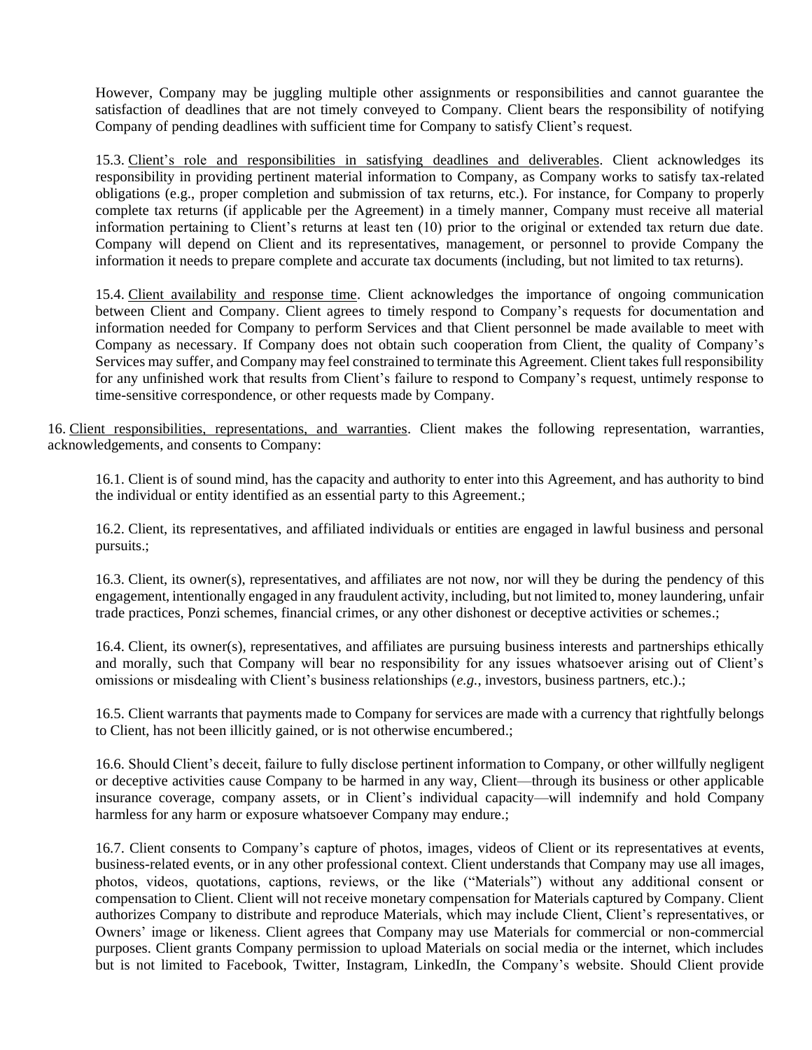However, Company may be juggling multiple other assignments or responsibilities and cannot guarantee the satisfaction of deadlines that are not timely conveyed to Company. Client bears the responsibility of notifying Company of pending deadlines with sufficient time for Company to satisfy Client's request.

15.3. Client's role and responsibilities in satisfying deadlines and deliverables. Client acknowledges its responsibility in providing pertinent material information to Company, as Company works to satisfy tax-related obligations (e.g., proper completion and submission of tax returns, etc.). For instance, for Company to properly complete tax returns (if applicable per the Agreement) in a timely manner, Company must receive all material information pertaining to Client's returns at least ten (10) prior to the original or extended tax return due date. Company will depend on Client and its representatives, management, or personnel to provide Company the information it needs to prepare complete and accurate tax documents (including, but not limited to tax returns).

15.4. Client availability and response time. Client acknowledges the importance of ongoing communication between Client and Company. Client agrees to timely respond to Company's requests for documentation and information needed for Company to perform Services and that Client personnel be made available to meet with Company as necessary. If Company does not obtain such cooperation from Client, the quality of Company's Services may suffer, and Company may feel constrained to terminate this Agreement. Client takes full responsibility for any unfinished work that results from Client's failure to respond to Company's request, untimely response to time-sensitive correspondence, or other requests made by Company.

16. Client responsibilities, representations, and warranties. Client makes the following representation, warranties, acknowledgements, and consents to Company:

16.1. Client is of sound mind, has the capacity and authority to enter into this Agreement, and has authority to bind the individual or entity identified as an essential party to this Agreement.;

16.2. Client, its representatives, and affiliated individuals or entities are engaged in lawful business and personal pursuits.;

16.3. Client, its owner(s), representatives, and affiliates are not now, nor will they be during the pendency of this engagement, intentionally engaged in any fraudulent activity, including, but not limited to, money laundering, unfair trade practices, Ponzi schemes, financial crimes, or any other dishonest or deceptive activities or schemes.;

16.4. Client, its owner(s), representatives, and affiliates are pursuing business interests and partnerships ethically and morally, such that Company will bear no responsibility for any issues whatsoever arising out of Client's omissions or misdealing with Client's business relationships (*e.g.*, investors, business partners, etc.).;

16.5. Client warrants that payments made to Company for services are made with a currency that rightfully belongs to Client, has not been illicitly gained, or is not otherwise encumbered.;

16.6. Should Client's deceit, failure to fully disclose pertinent information to Company, or other willfully negligent or deceptive activities cause Company to be harmed in any way, Client—through its business or other applicable insurance coverage, company assets, or in Client's individual capacity—will indemnify and hold Company harmless for any harm or exposure whatsoever Company may endure.;

16.7. Client consents to Company's capture of photos, images, videos of Client or its representatives at events, business-related events, or in any other professional context. Client understands that Company may use all images, photos, videos, quotations, captions, reviews, or the like ("Materials") without any additional consent or compensation to Client. Client will not receive monetary compensation for Materials captured by Company. Client authorizes Company to distribute and reproduce Materials, which may include Client, Client's representatives, or Owners' image or likeness. Client agrees that Company may use Materials for commercial or non-commercial purposes. Client grants Company permission to upload Materials on social media or the internet, which includes but is not limited to Facebook, Twitter, Instagram, LinkedIn, the Company's website. Should Client provide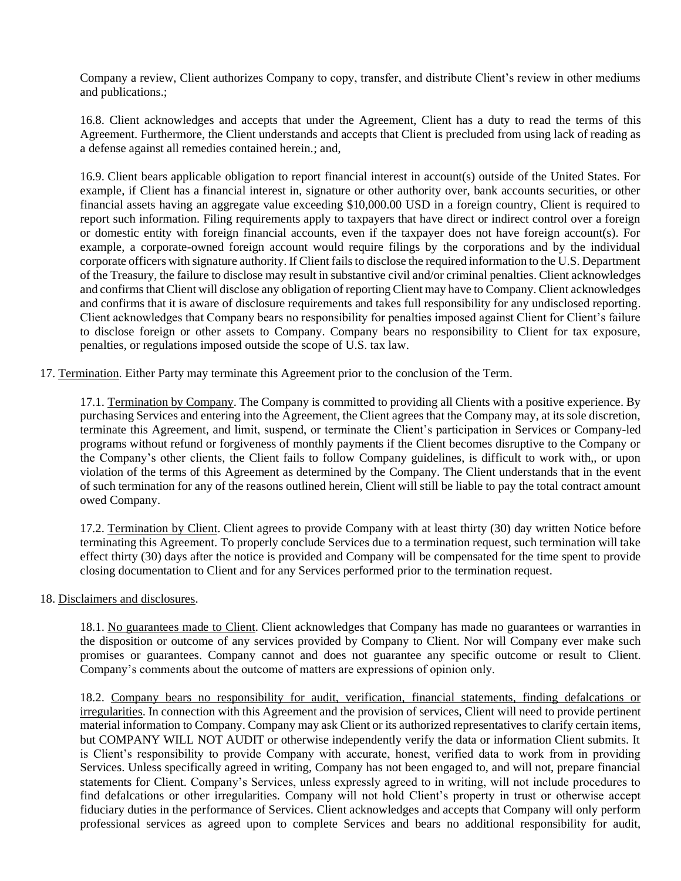Company a review, Client authorizes Company to copy, transfer, and distribute Client's review in other mediums and publications.;

16.8. Client acknowledges and accepts that under the Agreement, Client has a duty to read the terms of this Agreement. Furthermore, the Client understands and accepts that Client is precluded from using lack of reading as a defense against all remedies contained herein.; and,

16.9. Client bears applicable obligation to report financial interest in account(s) outside of the United States. For example, if Client has a financial interest in, signature or other authority over, bank accounts securities, or other financial assets having an aggregate value exceeding $10,000.00 USD in a foreign country, Client is required to report such information. Filing requirements apply to taxpayers that have direct or indirect control over a foreign or domestic entity with foreign financial accounts, even if the taxpayer does not have foreign account(s). For example, a corporate-owned foreign account would require filings by the corporations and by the individual corporate officers with signature authority. If Client fails to disclose the required information to the U.S. Department of the Treasury, the failure to disclose may result in substantive civil and/or criminal penalties. Client acknowledges and confirms that Client will disclose any obligation of reporting Client may have to Company. Client acknowledges and confirms that it is aware of disclosure requirements and takes full responsibility for any undisclosed reporting. Client acknowledges that Company bears no responsibility for penalties imposed against Client for Client's failure to disclose foreign or other assets to Company. Company bears no responsibility to Client for tax exposure, penalties, or regulations imposed outside the scope of U.S. tax law.

17. Termination. Either Party may terminate this Agreement prior to the conclusion of the Term.

17.1. Termination by Company. The Company is committed to providing all Clients with a positive experience. By purchasing Services and entering into the Agreement, the Client agrees that the Company may, at its sole discretion, terminate this Agreement, and limit, suspend, or terminate the Client's participation in Services or Company-led programs without refund or forgiveness of monthly payments if the Client becomes disruptive to the Company or the Company's other clients, the Client fails to follow Company guidelines, is difficult to work with,, or upon violation of the terms of this Agreement as determined by the Company. The Client understands that in the event of such termination for any of the reasons outlined herein, Client will still be liable to pay the total contract amount owed Company.

17.2. Termination by Client. Client agrees to provide Company with at least thirty (30) day written Notice before terminating this Agreement. To properly conclude Services due to a termination request, such termination will take effect thirty (30) days after the notice is provided and Company will be compensated for the time spent to provide closing documentation to Client and for any Services performed prior to the termination request.

18. Disclaimers and disclosures.

18.1. No guarantees made to Client. Client acknowledges that Company has made no guarantees or warranties in the disposition or outcome of any services provided by Company to Client. Nor will Company ever make such promises or guarantees. Company cannot and does not guarantee any specific outcome or result to Client. Company's comments about the outcome of matters are expressions of opinion only.

18.2. Company bears no responsibility for audit, verification, financial statements, finding defalcations or irregularities. In connection with this Agreement and the provision of services, Client will need to provide pertinent material information to Company. Company may ask Client or its authorized representatives to clarify certain items, but COMPANY WILL NOT AUDIT or otherwise independently verify the data or information Client submits. It is Client's responsibility to provide Company with accurate, honest, verified data to work from in providing Services. Unless specifically agreed in writing, Company has not been engaged to, and will not, prepare financial statements for Client. Company's Services, unless expressly agreed to in writing, will not include procedures to find defalcations or other irregularities. Company will not hold Client's property in trust or otherwise accept fiduciary duties in the performance of Services. Client acknowledges and accepts that Company will only perform professional services as agreed upon to complete Services and bears no additional responsibility for audit,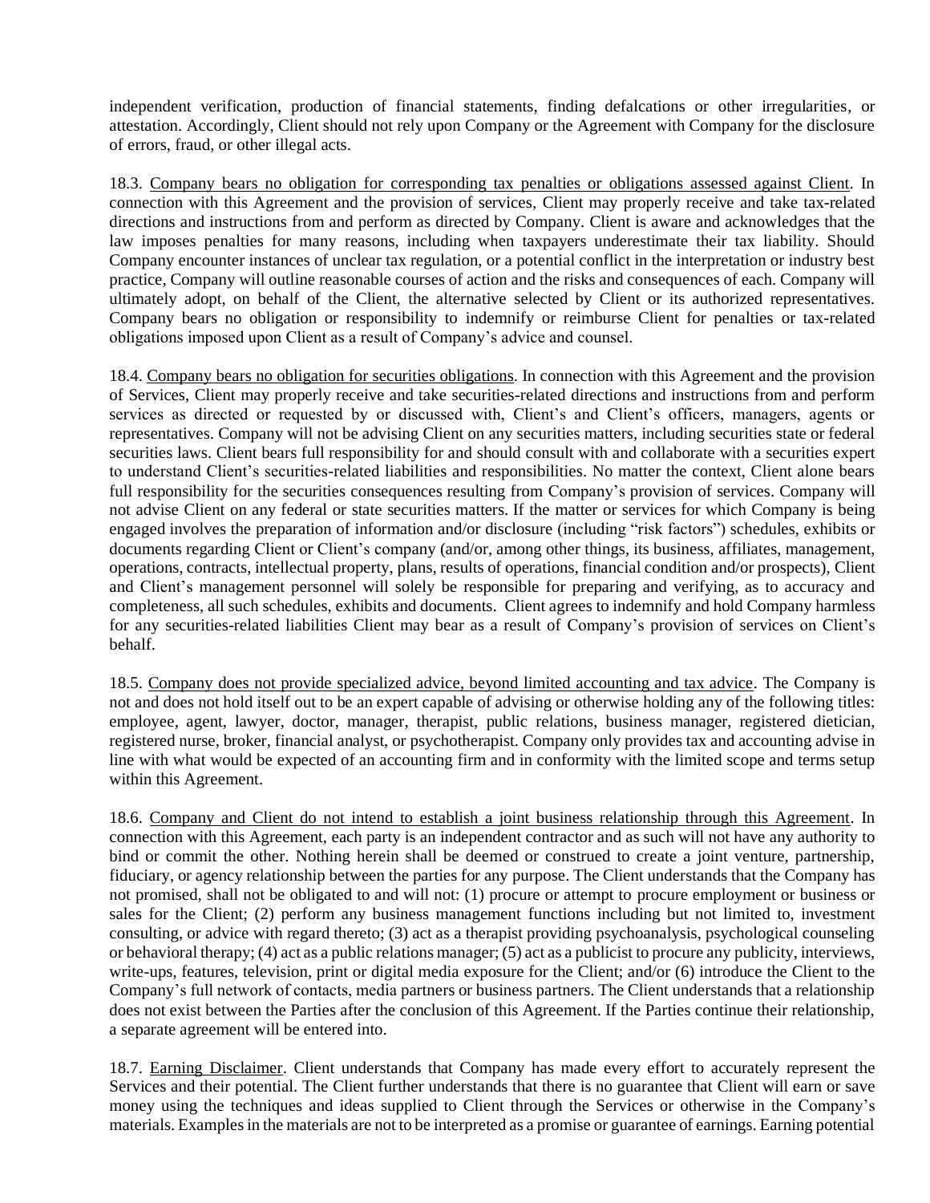independent verification, production of financial statements, finding defalcations or other irregularities, or attestation. Accordingly, Client should not rely upon Company or the Agreement with Company for the disclosure of errors, fraud, or other illegal acts.

18.3. <u>Company bears no obligation for corresponding tax penalties or obligations assessed against Client</u>. In connection with this Agreement and the provision of services, Client may properly receive and take tax-related directions and instructions from and perform as directed by Company. Client is aware and acknowledges that the law imposes penalties for many reasons, including when taxpayers underestimate their tax liability. Should Company encounter instances of unclear tax regulation, or a potential conflict in the interpretation or industry best practice, Company will outline reasonable courses of action and the risks and consequences of each. Company will ultimately adopt, on behalf of the Client, the alternative selected by Client or its authorized representatives. Company bears no obligation or responsibility to indemnify or reimburse Client for penalties or tax-related obligations imposed upon Client as a result of Company's advice and counsel.

18.4. <u>Company bears no obligation for securities obligations</u>. In connection with this Agreement and the provision of Services, Client may properly receive and take securities-related directions and instructions from and perform services as directed or requested by or discussed with, Client's and Client's officers, managers, agents or representatives. Company will not be advising Client on any securities matters, including securities state or federal securities laws. Client bears full responsibility for and should consult with and collaborate with a securities expert to understand Client's securities-related liabilities and responsibilities. No matter the context, Client alone bears full responsibility for the securities consequences resulting from Company's provision of services. Company will not advise Client on any federal or state securities matters. If the matter or services for which Company is being engaged involves the preparation of information and/or disclosure (including "risk factors") schedules, exhibits or documents regarding Client or Client's company (and/or, among other things, its business, affiliates, management, operations, contracts, intellectual property, plans, results of operations, financial condition and/or prospects), Client and Client's management personnel will solely be responsible for preparing and verifying, as to accuracy and completeness, all such schedules, exhibits and documents. Client agrees to indemnify and hold Company harmless for any securities-related liabilities Client may bear as a result of Company's provision of services on Client's behalf.

18.5. <u>Company does not provide specialized advice, beyond limited accounting and tax advice</u>. The Company is not and does not hold itself out to be an expert capable of advising or otherwise holding any of the following titles: employee, agent, lawyer, doctor, manager, therapist, public relations, business manager, registered dietician, registered nurse, broker, financial analyst, or psychotherapist. Company only provides tax and accounting advise in line with what would be expected of an accounting firm and in conformity with the limited scope and terms setup within this Agreement.

18.6. <u>Company and Client do not intend to establish a joint business relationship through this Agreement</u>. In connection with this Agreement, each party is an independent contractor and as such will not have any authority to bind or commit the other. Nothing herein shall be deemed or construed to create a joint venture, partnership, fiduciary, or agency relationship between the parties for any purpose. The Client understands that the Company has not promised, shall not be obligated to and will not: (1) procure or attempt to procure employment or business or sales for the Client; (2) perform any business management functions including but not limited to, investment consulting, or advice with regard thereto; (3) act as a therapist providing psychoanalysis, psychological counseling or behavioral therapy; (4) act as a public relations manager; (5) act as a publicist to procure any publicity, interviews, write-ups, features, television, print or digital media exposure for the Client; and/or (6) introduce the Client to the Company's full network of contacts, media partners or business partners. The Client understands that a relationship does not exist between the Parties after the conclusion of this Agreement. If the Parties continue their relationship, a separate agreement will be entered into.

18.7. <u>Earning Disclaimer</u>. Client understands that Company has made every effort to accurately represent the Services and their potential. The Client further understands that there is no guarantee that Client will earn or save money using the techniques and ideas supplied to Client through the Services or otherwise in the Company's materials. Examples in the materials are not to be interpreted as a promise or guarantee of earnings. Earning potential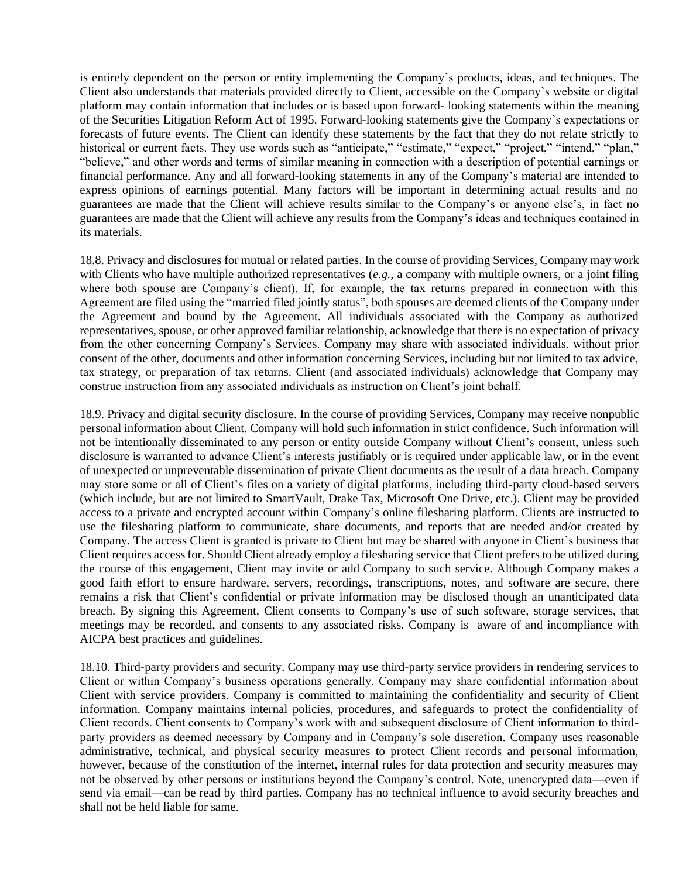is entirely dependent on the person or entity implementing the Company's products, ideas, and techniques. The Client also understands that materials provided directly to Client, accessible on the Company's website or digital platform may contain information that includes or is based upon forward- looking statements within the meaning of the Securities Litigation Reform Act of 1995. Forward-looking statements give the Company's expectations or forecasts of future events. The Client can identify these statements by the fact that they do not relate strictly to historical or current facts. They use words such as "anticipate," "estimate," "expect," "project," "intend," "plan," "believe," and other words and terms of similar meaning in connection with a description of potential earnings or financial performance. Any and all forward-looking statements in any of the Company's material are intended to express opinions of earnings potential. Many factors will be important in determining actual results and no guarantees are made that the Client will achieve results similar to the Company's or anyone else's, in fact no guarantees are made that the Client will achieve any results from the Company's ideas and techniques contained in its materials.

18.8. Privacy and disclosures for mutual or related parties. In the course of providing Services, Company may work with Clients who have multiple authorized representatives (*e.g.*, a company with multiple owners, or a joint filing where both spouse are Company's client). If, for example, the tax returns prepared in connection with this Agreement are filed using the "married filed jointly status", both spouses are deemed clients of the Company under the Agreement and bound by the Agreement. All individuals associated with the Company as authorized representatives, spouse, or other approved familiar relationship, acknowledge that there is no expectation of privacy from the other concerning Company's Services. Company may share with associated individuals, without prior consent of the other, documents and other information concerning Services, including but not limited to tax advice, tax strategy, or preparation of tax returns. Client (and associated individuals) acknowledge that Company may construe instruction from any associated individuals as instruction on Client's joint behalf.

18.9. Privacy and digital security disclosure. In the course of providing Services, Company may receive nonpublic personal information about Client. Company will hold such information in strict confidence. Such information will not be intentionally disseminated to any person or entity outside Company without Client's consent, unless such disclosure is warranted to advance Client's interests justifiably or is required under applicable law, or in the event of unexpected or unpreventable dissemination of private Client documents as the result of a data breach. Company may store some or all of Client's files on a variety of digital platforms, including third-party cloud-based servers (which include, but are not limited to SmartVault, Drake Tax, Microsoft One Drive, etc.). Client may be provided access to a private and encrypted account within Company's online filesharing platform. Clients are instructed to use the filesharing platform to communicate, share documents, and reports that are needed and/or created by Company. The access Client is granted is private to Client but may be shared with anyone in Client's business that Client requires access for. Should Client already employ a filesharing service that Client prefers to be utilized during the course of this engagement, Client may invite or add Company to such service. Although Company makes a good faith effort to ensure hardware, servers, recordings, transcriptions, notes, and software are secure, there remains a risk that Client's confidential or private information may be disclosed though an unanticipated data breach. By signing this Agreement, Client consents to Company's use of such software, storage services, that meetings may be recorded, and consents to any associated risks. Company is aware of and incompliance with AICPA best practices and guidelines.

18.10. Third-party providers and security. Company may use third-party service providers in rendering services to Client or within Company's business operations generally. Company may share confidential information about Client with service providers. Company is committed to maintaining the confidentiality and security of Client information. Company maintains internal policies, procedures, and safeguards to protect the confidentiality of Client records. Client consents to Company's work with and subsequent disclosure of Client information to third-party providers as deemed necessary by Company and in Company's sole discretion. Company uses reasonable administrative, technical, and physical security measures to protect Client records and personal information, however, because of the constitution of the internet, internal rules for data protection and security measures may not be observed by other persons or institutions beyond the Company's control. Note, unencrypted data—even if send via email—can be read by third parties. Company has no technical influence to avoid security breaches and shall not be held liable for same.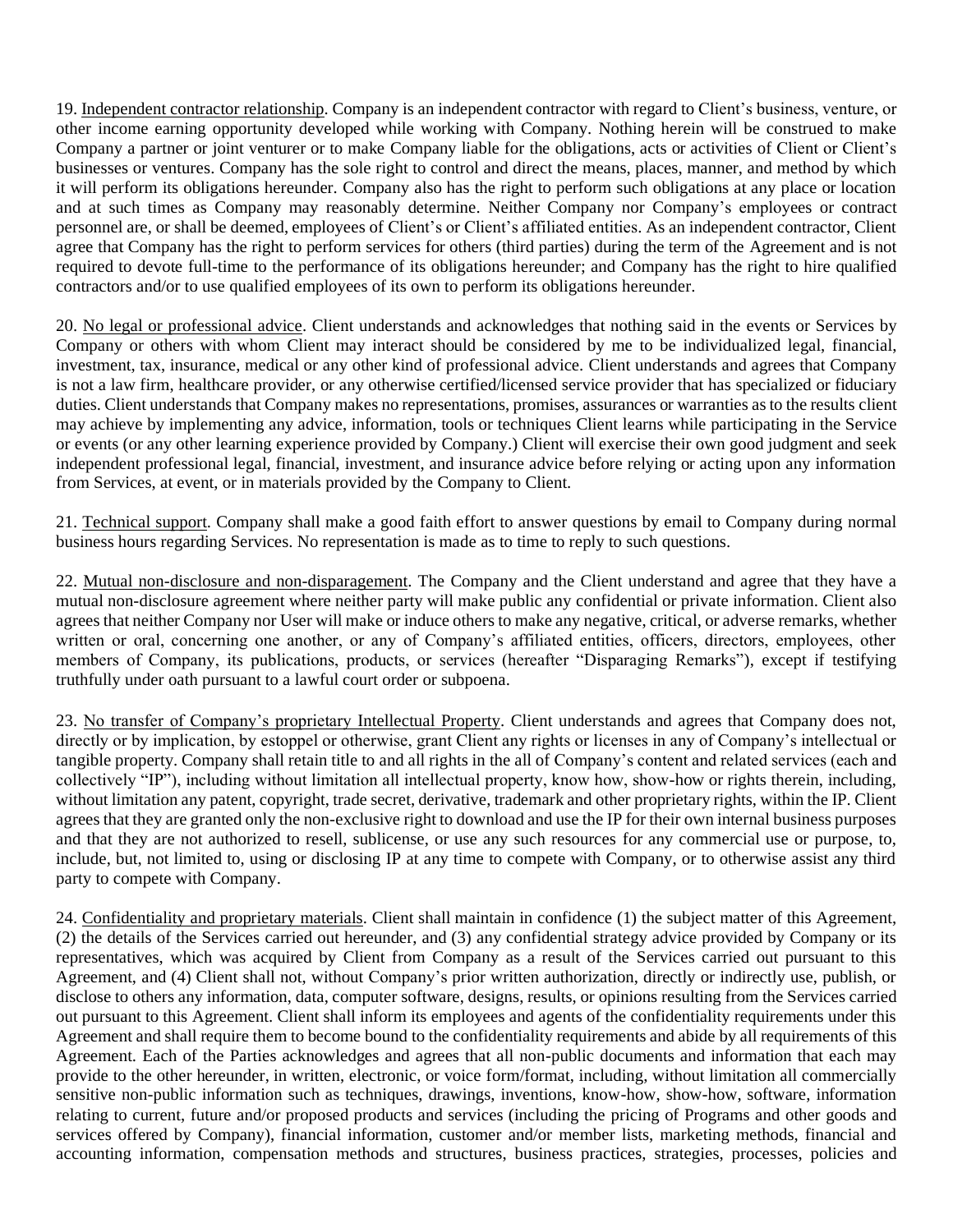19. Independent contractor relationship. Company is an independent contractor with regard to Client's business, venture, or other income earning opportunity developed while working with Company. Nothing herein will be construed to make Company a partner or joint venturer or to make Company liable for the obligations, acts or activities of Client or Client's businesses or ventures. Company has the sole right to control and direct the means, places, manner, and method by which it will perform its obligations hereunder. Company also has the right to perform such obligations at any place or location and at such times as Company may reasonably determine. Neither Company nor Company's employees or contract personnel are, or shall be deemed, employees of Client's or Client's affiliated entities. As an independent contractor, Client agree that Company has the right to perform services for others (third parties) during the term of the Agreement and is not required to devote full-time to the performance of its obligations hereunder; and Company has the right to hire qualified contractors and/or to use qualified employees of its own to perform its obligations hereunder.

20. No legal or professional advice. Client understands and acknowledges that nothing said in the events or Services by Company or others with whom Client may interact should be considered by me to be individualized legal, financial, investment, tax, insurance, medical or any other kind of professional advice. Client understands and agrees that Company is not a law firm, healthcare provider, or any otherwise certified/licensed service provider that has specialized or fiduciary duties. Client understands that Company makes no representations, promises, assurances or warranties as to the results client may achieve by implementing any advice, information, tools or techniques Client learns while participating in the Service or events (or any other learning experience provided by Company.) Client will exercise their own good judgment and seek independent professional legal, financial, investment, and insurance advice before relying or acting upon any information from Services, at event, or in materials provided by the Company to Client.

21. Technical support. Company shall make a good faith effort to answer questions by email to Company during normal business hours regarding Services. No representation is made as to time to reply to such questions.

22. Mutual non-disclosure and non-disparagement. The Company and the Client understand and agree that they have a mutual non-disclosure agreement where neither party will make public any confidential or private information. Client also agrees that neither Company nor User will make or induce others to make any negative, critical, or adverse remarks, whether written or oral, concerning one another, or any of Company's affiliated entities, officers, directors, employees, other members of Company, its publications, products, or services (hereafter "Disparaging Remarks"), except if testifying truthfully under oath pursuant to a lawful court order or subpoena.

23. No transfer of Company's proprietary Intellectual Property. Client understands and agrees that Company does not, directly or by implication, by estoppel or otherwise, grant Client any rights or licenses in any of Company's intellectual or tangible property. Company shall retain title to and all rights in the all of Company's content and related services (each and collectively "IP"), including without limitation all intellectual property, know how, show-how or rights therein, including, without limitation any patent, copyright, trade secret, derivative, trademark and other proprietary rights, within the IP. Client agrees that they are granted only the non-exclusive right to download and use the IP for their own internal business purposes and that they are not authorized to resell, sublicense, or use any such resources for any commercial use or purpose, to, include, but, not limited to, using or disclosing IP at any time to compete with Company, or to otherwise assist any third party to compete with Company.

24. Confidentiality and proprietary materials. Client shall maintain in confidence (1) the subject matter of this Agreement, (2) the details of the Services carried out hereunder, and (3) any confidential strategy advice provided by Company or its representatives, which was acquired by Client from Company as a result of the Services carried out pursuant to this Agreement, and (4) Client shall not, without Company's prior written authorization, directly or indirectly use, publish, or disclose to others any information, data, computer software, designs, results, or opinions resulting from the Services carried out pursuant to this Agreement. Client shall inform its employees and agents of the confidentiality requirements under this Agreement and shall require them to become bound to the confidentiality requirements and abide by all requirements of this Agreement. Each of the Parties acknowledges and agrees that all non-public documents and information that each may provide to the other hereunder, in written, electronic, or voice form/format, including, without limitation all commercially sensitive non-public information such as techniques, drawings, inventions, know-how, show-how, software, information relating to current, future and/or proposed products and services (including the pricing of Programs and other goods and services offered by Company), financial information, customer and/or member lists, marketing methods, financial and accounting information, compensation methods and structures, business practices, strategies, processes, policies and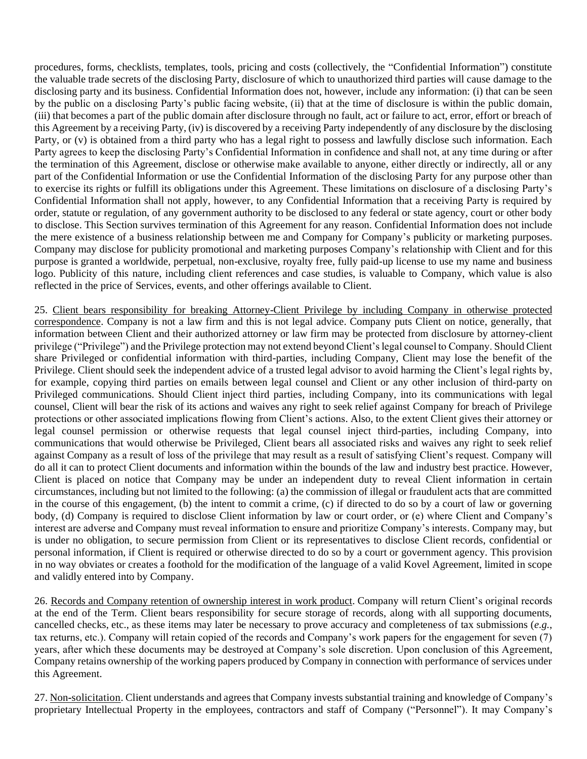procedures, forms, checklists, templates, tools, pricing and costs (collectively, the "Confidential Information") constitute the valuable trade secrets of the disclosing Party, disclosure of which to unauthorized third parties will cause damage to the disclosing party and its business. Confidential Information does not, however, include any information: (i) that can be seen by the public on a disclosing Party's public facing website, (ii) that at the time of disclosure is within the public domain, (iii) that becomes a part of the public domain after disclosure through no fault, act or failure to act, error, effort or breach of this Agreement by a receiving Party, (iv) is discovered by a receiving Party independently of any disclosure by the disclosing Party, or (v) is obtained from a third party who has a legal right to possess and lawfully disclose such information. Each Party agrees to keep the disclosing Party's Confidential Information in confidence and shall not, at any time during or after the termination of this Agreement, disclose or otherwise make available to anyone, either directly or indirectly, all or any part of the Confidential Information or use the Confidential Information of the disclosing Party for any purpose other than to exercise its rights or fulfill its obligations under this Agreement. These limitations on disclosure of a disclosing Party's Confidential Information shall not apply, however, to any Confidential Information that a receiving Party is required by order, statute or regulation, of any government authority to be disclosed to any federal or state agency, court or other body to disclose. This Section survives termination of this Agreement for any reason. Confidential Information does not include the mere existence of a business relationship between me and Company for Company's publicity or marketing purposes. Company may disclose for publicity promotional and marketing purposes Company's relationship with Client and for this purpose is granted a worldwide, perpetual, non-exclusive, royalty free, fully paid-up license to use my name and business logo. Publicity of this nature, including client references and case studies, is valuable to Company, which value is also reflected in the price of Services, events, and other offerings available to Client.

25. Client bears responsibility for breaking Attorney-Client Privilege by including Company in otherwise protected correspondence. Company is not a law firm and this is not legal advice. Company puts Client on notice, generally, that information between Client and their authorized attorney or law firm may be protected from disclosure by attorney-client privilege ("Privilege") and the Privilege protection may not extend beyond Client's legal counsel to Company. Should Client share Privileged or confidential information with third-parties, including Company, Client may lose the benefit of the Privilege. Client should seek the independent advice of a trusted legal advisor to avoid harming the Client's legal rights by, for example, copying third parties on emails between legal counsel and Client or any other inclusion of third-party on Privileged communications. Should Client inject third parties, including Company, into its communications with legal counsel, Client will bear the risk of its actions and waives any right to seek relief against Company for breach of Privilege protections or other associated implications flowing from Client's actions. Also, to the extent Client gives their attorney or legal counsel permission or otherwise requests that legal counsel inject third-parties, including Company, into communications that would otherwise be Privileged, Client bears all associated risks and waives any right to seek relief against Company as a result of loss of the privilege that may result as a result of satisfying Client's request. Company will do all it can to protect Client documents and information within the bounds of the law and industry best practice. However, Client is placed on notice that Company may be under an independent duty to reveal Client information in certain circumstances, including but not limited to the following: (a) the commission of illegal or fraudulent acts that are committed in the course of this engagement, (b) the intent to commit a crime, (c) if directed to do so by a court of law or governing body, (d) Company is required to disclose Client information by law or court order, or (e) where Client and Company's interest are adverse and Company must reveal information to ensure and prioritize Company's interests. Company may, but is under no obligation, to secure permission from Client or its representatives to disclose Client records, confidential or personal information, if Client is required or otherwise directed to do so by a court or government agency. This provision in no way obviates or creates a foothold for the modification of the language of a valid Kovel Agreement, limited in scope and validly entered into by Company.

26. Records and Company retention of ownership interest in work product. Company will return Client's original records at the end of the Term. Client bears responsibility for secure storage of records, along with all supporting documents, cancelled checks, etc., as these items may later be necessary to prove accuracy and completeness of tax submissions (*e.g.*, tax returns, etc.). Company will retain copied of the records and Company's work papers for the engagement for seven (7) years, after which these documents may be destroyed at Company's sole discretion. Upon conclusion of this Agreement, Company retains ownership of the working papers produced by Company in connection with performance of services under this Agreement.

27. Non-solicitation. Client understands and agrees that Company invests substantial training and knowledge of Company's proprietary Intellectual Property in the employees, contractors and staff of Company ("Personnel"). It may Company's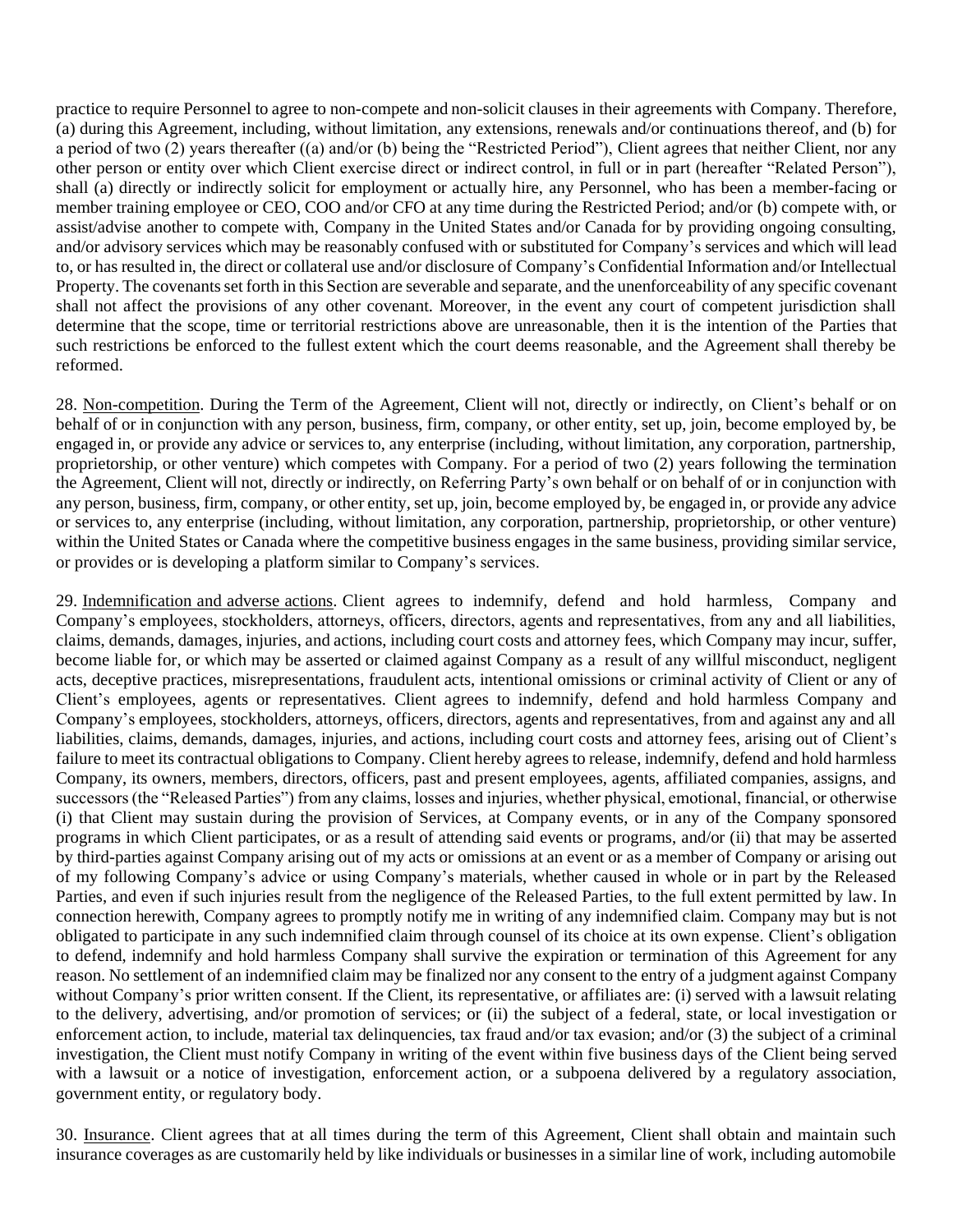practice to require Personnel to agree to non-compete and non-solicit clauses in their agreements with Company. Therefore, (a) during this Agreement, including, without limitation, any extensions, renewals and/or continuations thereof, and (b) for a period of two (2) years thereafter ((a) and/or (b) being the "Restricted Period"), Client agrees that neither Client, nor any other person or entity over which Client exercise direct or indirect control, in full or in part (hereafter "Related Person"), shall (a) directly or indirectly solicit for employment or actually hire, any Personnel, who has been a member-facing or member training employee or CEO, COO and/or CFO at any time during the Restricted Period; and/or (b) compete with, or assist/advise another to compete with, Company in the United States and/or Canada for by providing ongoing consulting, and/or advisory services which may be reasonably confused with or substituted for Company's services and which will lead to, or has resulted in, the direct or collateral use and/or disclosure of Company's Confidential Information and/or Intellectual Property. The covenants set forth in this Section are severable and separate, and the unenforceability of any specific covenant shall not affect the provisions of any other covenant. Moreover, in the event any court of competent jurisdiction shall determine that the scope, time or territorial restrictions above are unreasonable, then it is the intention of the Parties that such restrictions be enforced to the fullest extent which the court deems reasonable, and the Agreement shall thereby be reformed.

28. Non-competition. During the Term of the Agreement, Client will not, directly or indirectly, on Client's behalf or on behalf of or in conjunction with any person, business, firm, company, or other entity, set up, join, become employed by, be engaged in, or provide any advice or services to, any enterprise (including, without limitation, any corporation, partnership, proprietorship, or other venture) which competes with Company. For a period of two (2) years following the termination the Agreement, Client will not, directly or indirectly, on Referring Party's own behalf or on behalf of or in conjunction with any person, business, firm, company, or other entity, set up, join, become employed by, be engaged in, or provide any advice or services to, any enterprise (including, without limitation, any corporation, partnership, proprietorship, or other venture) within the United States or Canada where the competitive business engages in the same business, providing similar service, or provides or is developing a platform similar to Company's services.

29. Indemnification and adverse actions. Client agrees to indemnify, defend and hold harmless, Company and Company's employees, stockholders, attorneys, officers, directors, agents and representatives, from any and all liabilities, claims, demands, damages, injuries, and actions, including court costs and attorney fees, which Company may incur, suffer, become liable for, or which may be asserted or claimed against Company as a result of any willful misconduct, negligent acts, deceptive practices, misrepresentations, fraudulent acts, intentional omissions or criminal activity of Client or any of Client's employees, agents or representatives. Client agrees to indemnify, defend and hold harmless Company and Company's employees, stockholders, attorneys, officers, directors, agents and representatives, from and against any and all liabilities, claims, demands, damages, injuries, and actions, including court costs and attorney fees, arising out of Client's failure to meet its contractual obligations to Company. Client hereby agrees to release, indemnify, defend and hold harmless Company, its owners, members, directors, officers, past and present employees, agents, affiliated companies, assigns, and successors (the "Released Parties") from any claims, losses and injuries, whether physical, emotional, financial, or otherwise (i) that Client may sustain during the provision of Services, at Company events, or in any of the Company sponsored programs in which Client participates, or as a result of attending said events or programs, and/or (ii) that may be asserted by third-parties against Company arising out of my acts or omissions at an event or as a member of Company or arising out of my following Company's advice or using Company's materials, whether caused in whole or in part by the Released Parties, and even if such injuries result from the negligence of the Released Parties, to the full extent permitted by law. In connection herewith, Company agrees to promptly notify me in writing of any indemnified claim. Company may but is not obligated to participate in any such indemnified claim through counsel of its choice at its own expense. Client's obligation to defend, indemnify and hold harmless Company shall survive the expiration or termination of this Agreement for any reason. No settlement of an indemnified claim may be finalized nor any consent to the entry of a judgment against Company without Company's prior written consent. If the Client, its representative, or affiliates are: (i) served with a lawsuit relating to the delivery, advertising, and/or promotion of services; or (ii) the subject of a federal, state, or local investigation or enforcement action, to include, material tax delinquencies, tax fraud and/or tax evasion; and/or (3) the subject of a criminal investigation, the Client must notify Company in writing of the event within five business days of the Client being served with a lawsuit or a notice of investigation, enforcement action, or a subpoena delivered by a regulatory association, government entity, or regulatory body.

30. Insurance. Client agrees that at all times during the term of this Agreement, Client shall obtain and maintain such insurance coverages as are customarily held by like individuals or businesses in a similar line of work, including automobile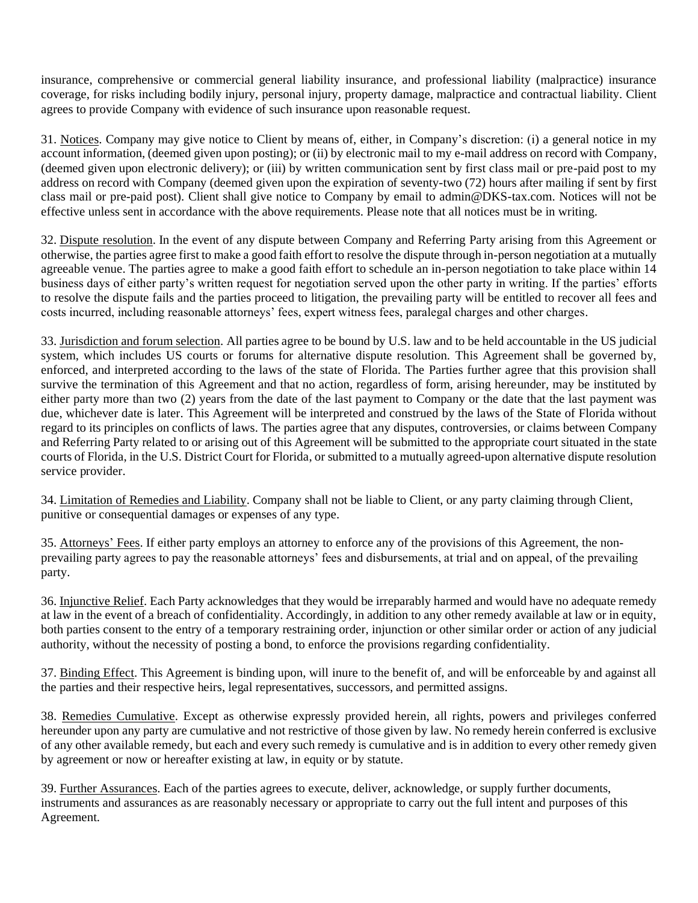insurance, comprehensive or commercial general liability insurance, and professional liability (malpractice) insurance coverage, for risks including bodily injury, personal injury, property damage, malpractice and contractual liability. Client agrees to provide Company with evidence of such insurance upon reasonable request.

31. Notices. Company may give notice to Client by means of, either, in Company's discretion: (i) a general notice in my account information, (deemed given upon posting); or (ii) by electronic mail to my e-mail address on record with Company, (deemed given upon electronic delivery); or (iii) by written communication sent by first class mail or pre-paid post to my address on record with Company (deemed given upon the expiration of seventy-two (72) hours after mailing if sent by first class mail or pre-paid post). Client shall give notice to Company by email to admin@DKS-tax.com. Notices will not be effective unless sent in accordance with the above requirements. Please note that all notices must be in writing.

32. Dispute resolution. In the event of any dispute between Company and Referring Party arising from this Agreement or otherwise, the parties agree first to make a good faith effort to resolve the dispute through in-person negotiation at a mutually agreeable venue. The parties agree to make a good faith effort to schedule an in-person negotiation to take place within 14 business days of either party's written request for negotiation served upon the other party in writing. If the parties' efforts to resolve the dispute fails and the parties proceed to litigation, the prevailing party will be entitled to recover all fees and costs incurred, including reasonable attorneys' fees, expert witness fees, paralegal charges and other charges.

33. Jurisdiction and forum selection. All parties agree to be bound by U.S. law and to be held accountable in the US judicial system, which includes US courts or forums for alternative dispute resolution. This Agreement shall be governed by, enforced, and interpreted according to the laws of the state of Florida. The Parties further agree that this provision shall survive the termination of this Agreement and that no action, regardless of form, arising hereunder, may be instituted by either party more than two (2) years from the date of the last payment to Company or the date that the last payment was due, whichever date is later. This Agreement will be interpreted and construed by the laws of the State of Florida without regard to its principles on conflicts of laws. The parties agree that any disputes, controversies, or claims between Company and Referring Party related to or arising out of this Agreement will be submitted to the appropriate court situated in the state courts of Florida, in the U.S. District Court for Florida, or submitted to a mutually agreed-upon alternative dispute resolution service provider.

34. Limitation of Remedies and Liability. Company shall not be liable to Client, or any party claiming through Client, punitive or consequential damages or expenses of any type.

35. Attorneys' Fees. If either party employs an attorney to enforce any of the provisions of this Agreement, the non-prevailing party agrees to pay the reasonable attorneys' fees and disbursements, at trial and on appeal, of the prevailing party.

36. Injunctive Relief. Each Party acknowledges that they would be irreparably harmed and would have no adequate remedy at law in the event of a breach of confidentiality. Accordingly, in addition to any other remedy available at law or in equity, both parties consent to the entry of a temporary restraining order, injunction or other similar order or action of any judicial authority, without the necessity of posting a bond, to enforce the provisions regarding confidentiality.

37. Binding Effect. This Agreement is binding upon, will inure to the benefit of, and will be enforceable by and against all the parties and their respective heirs, legal representatives, successors, and permitted assigns.

38. Remedies Cumulative. Except as otherwise expressly provided herein, all rights, powers and privileges conferred hereunder upon any party are cumulative and not restrictive of those given by law. No remedy herein conferred is exclusive of any other available remedy, but each and every such remedy is cumulative and is in addition to every other remedy given by agreement or now or hereafter existing at law, in equity or by statute.

39. Further Assurances. Each of the parties agrees to execute, deliver, acknowledge, or supply further documents, instruments and assurances as are reasonably necessary or appropriate to carry out the full intent and purposes of this Agreement.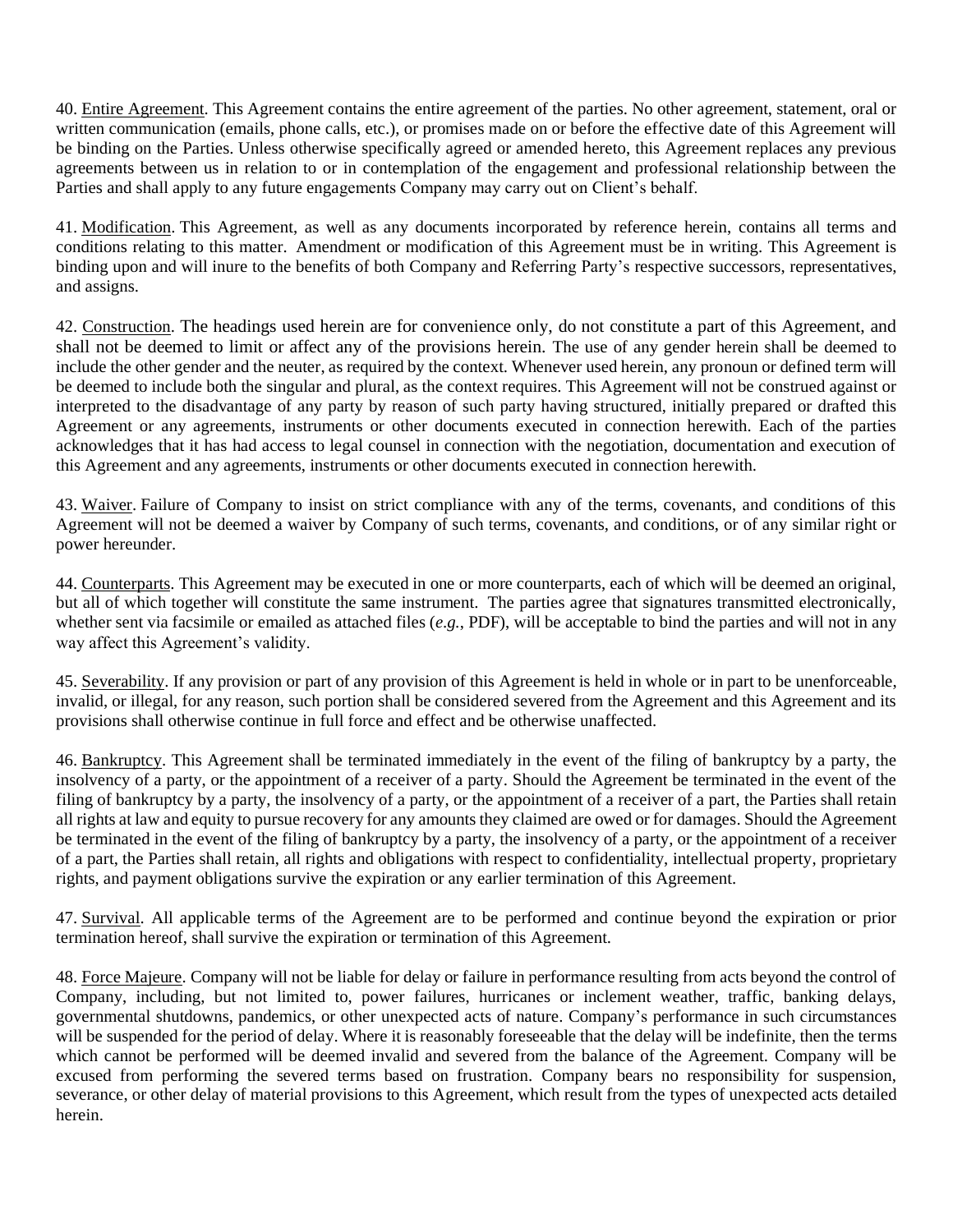40. Entire Agreement. This Agreement contains the entire agreement of the parties. No other agreement, statement, oral or written communication (emails, phone calls, etc.), or promises made on or before the effective date of this Agreement will be binding on the Parties. Unless otherwise specifically agreed or amended hereto, this Agreement replaces any previous agreements between us in relation to or in contemplation of the engagement and professional relationship between the Parties and shall apply to any future engagements Company may carry out on Client's behalf.

41. Modification. This Agreement, as well as any documents incorporated by reference herein, contains all terms and conditions relating to this matter. Amendment or modification of this Agreement must be in writing. This Agreement is binding upon and will inure to the benefits of both Company and Referring Party's respective successors, representatives, and assigns.

42. Construction. The headings used herein are for convenience only, do not constitute a part of this Agreement, and shall not be deemed to limit or affect any of the provisions herein. The use of any gender herein shall be deemed to include the other gender and the neuter, as required by the context. Whenever used herein, any pronoun or defined term will be deemed to include both the singular and plural, as the context requires. This Agreement will not be construed against or interpreted to the disadvantage of any party by reason of such party having structured, initially prepared or drafted this Agreement or any agreements, instruments or other documents executed in connection herewith. Each of the parties acknowledges that it has had access to legal counsel in connection with the negotiation, documentation and execution of this Agreement and any agreements, instruments or other documents executed in connection herewith.

43. Waiver. Failure of Company to insist on strict compliance with any of the terms, covenants, and conditions of this Agreement will not be deemed a waiver by Company of such terms, covenants, and conditions, or of any similar right or power hereunder.

44. Counterparts. This Agreement may be executed in one or more counterparts, each of which will be deemed an original, but all of which together will constitute the same instrument. The parties agree that signatures transmitted electronically, whether sent via facsimile or emailed as attached files (*e.g.*, PDF), will be acceptable to bind the parties and will not in any way affect this Agreement's validity.

45. Severability. If any provision or part of any provision of this Agreement is held in whole or in part to be unenforceable, invalid, or illegal, for any reason, such portion shall be considered severed from the Agreement and this Agreement and its provisions shall otherwise continue in full force and effect and be otherwise unaffected.

46. Bankruptcy. This Agreement shall be terminated immediately in the event of the filing of bankruptcy by a party, the insolvency of a party, or the appointment of a receiver of a party. Should the Agreement be terminated in the event of the filing of bankruptcy by a party, the insolvency of a party, or the appointment of a receiver of a part, the Parties shall retain all rights at law and equity to pursue recovery for any amounts they claimed are owed or for damages. Should the Agreement be terminated in the event of the filing of bankruptcy by a party, the insolvency of a party, or the appointment of a receiver of a part, the Parties shall retain, all rights and obligations with respect to confidentiality, intellectual property, proprietary rights, and payment obligations survive the expiration or any earlier termination of this Agreement.

47. Survival. All applicable terms of the Agreement are to be performed and continue beyond the expiration or prior termination hereof, shall survive the expiration or termination of this Agreement.

48. Force Majeure. Company will not be liable for delay or failure in performance resulting from acts beyond the control of Company, including, but not limited to, power failures, hurricanes or inclement weather, traffic, banking delays, governmental shutdowns, pandemics, or other unexpected acts of nature. Company's performance in such circumstances will be suspended for the period of delay. Where it is reasonably foreseeable that the delay will be indefinite, then the terms which cannot be performed will be deemed invalid and severed from the balance of the Agreement. Company will be excused from performing the severed terms based on frustration. Company bears no responsibility for suspension, severance, or other delay of material provisions to this Agreement, which result from the types of unexpected acts detailed herein.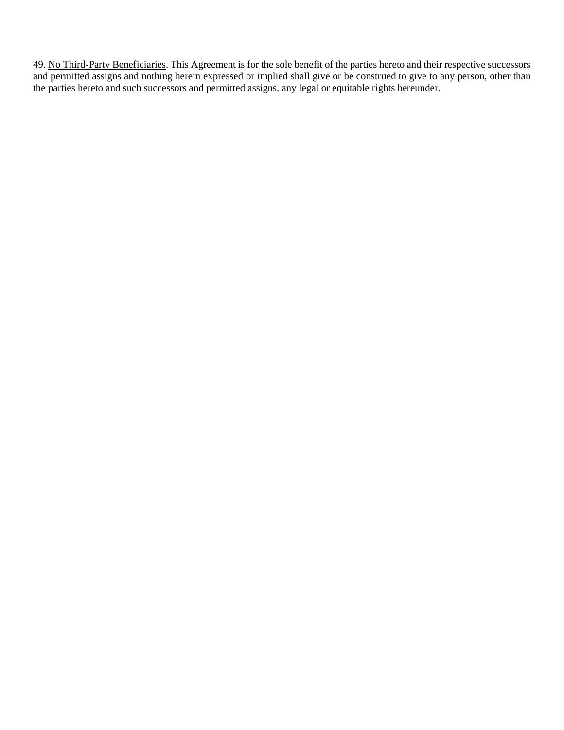49. <u>No Third-Party Beneficiaries</u>. This Agreement is for the sole benefit of the parties hereto and their respective successors and permitted assigns and nothing herein expressed or implied shall give or be construed to give to any person, other than the parties hereto and such successors and permitted assigns, any legal or equitable rights hereunder.